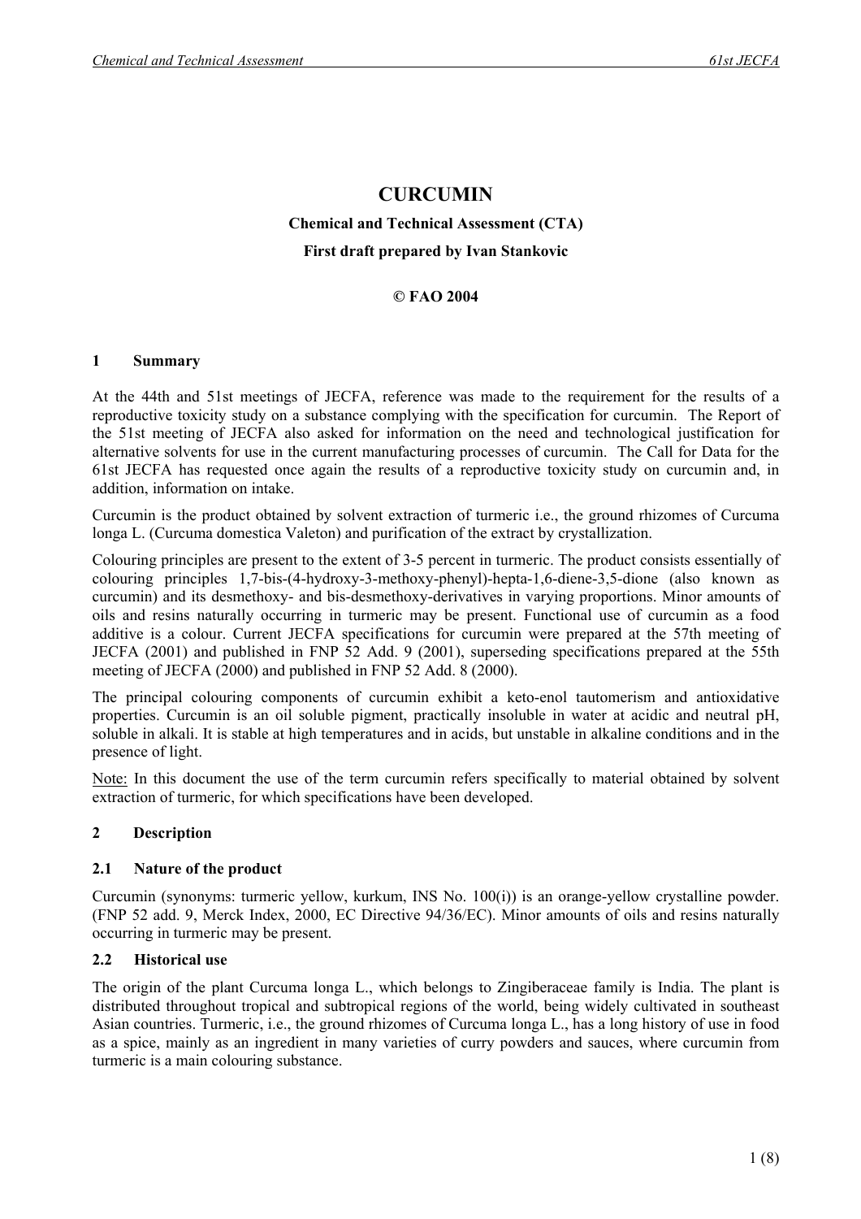# CURCUMIN

**Chemical and Technical Assessment (CTA)**

**First draft prepared by Ivan Stankovic**

**© FAO 2004**

## 1 Summary

At the 44th and 51st meetings of JECFA, reference was made to the requirement for the results of a reproductive toxicity study on a substance complying with the specification for curcumin. The Report of the 51st meeting of JECFA also asked for information on the need and technological justification for alternative solvents for use in the current manufacturing processes of curcumin. The Call for Data for the 61st JECFA has requested once again the results of a reproductive toxicity study on curcumin and, in addition, information on intake.

Curcumin is the product obtained by solvent extraction of turmeric i.e., the ground rhizomes of Curcuma longa L. (Curcuma domestica Valeton) and purification of the extract by crystallization.

Colouring principles are present to the extent of 3-5 percent in turmeric. The product consists essentially of colouring principles 1,7-bis-(4-hydroxy-3-methoxy-phenyl)-hepta-1,6-diene-3,5-dione (also known as curcumin) and its desmethoxy- and bis-desmethoxy-derivatives in varying proportions. Minor amounts of oils and resins naturally occurring in turmeric may be present. Functional use of curcumin as a food additive is a colour. Current JECFA specifications for curcumin were prepared at the 57th meeting of JECFA (2001) and published in FNP 52 Add. 9 (2001), superseding specifications prepared at the 55th meeting of JECFA (2000) and published in FNP 52 Add. 8 (2000).

The principal colouring components of curcumin exhibit a keto-enol tautomerism and antioxidative properties. Curcumin is an oil soluble pigment, practically insoluble in water at acidic and neutral pH, soluble in alkali. It is stable at high temperatures and in acids, but unstable in alkaline conditions and in the presence of light.

Note: In this document the use of the term curcumin refers specifically to material obtained by solvent extraction of turmeric, for which specifications have been developed.

## 2 Description

### 2.1 Nature of the product

Curcumin (synonyms: turmeric yellow, kurkum, INS No. 100(i)) is an orange-yellow crystalline powder. (FNP 52 add. 9, Merck Index, 2000, EC Directive 94/36/EC). Minor amounts of oils and resins naturally occurring in turmeric may be present.

### 2.2 Historical use

The origin of the plant Curcuma longa L., which belongs to Zingiberaceae family is India. The plant is distributed throughout tropical and subtropical regions of the world, being widely cultivated in southeast Asian countries. Turmeric, i.e., the ground rhizomes of Curcuma longa L., has a long history of use in food as a spice, mainly as an ingredient in many varieties of curry powders and sauces, where curcumin from turmeric is a main colouring substance.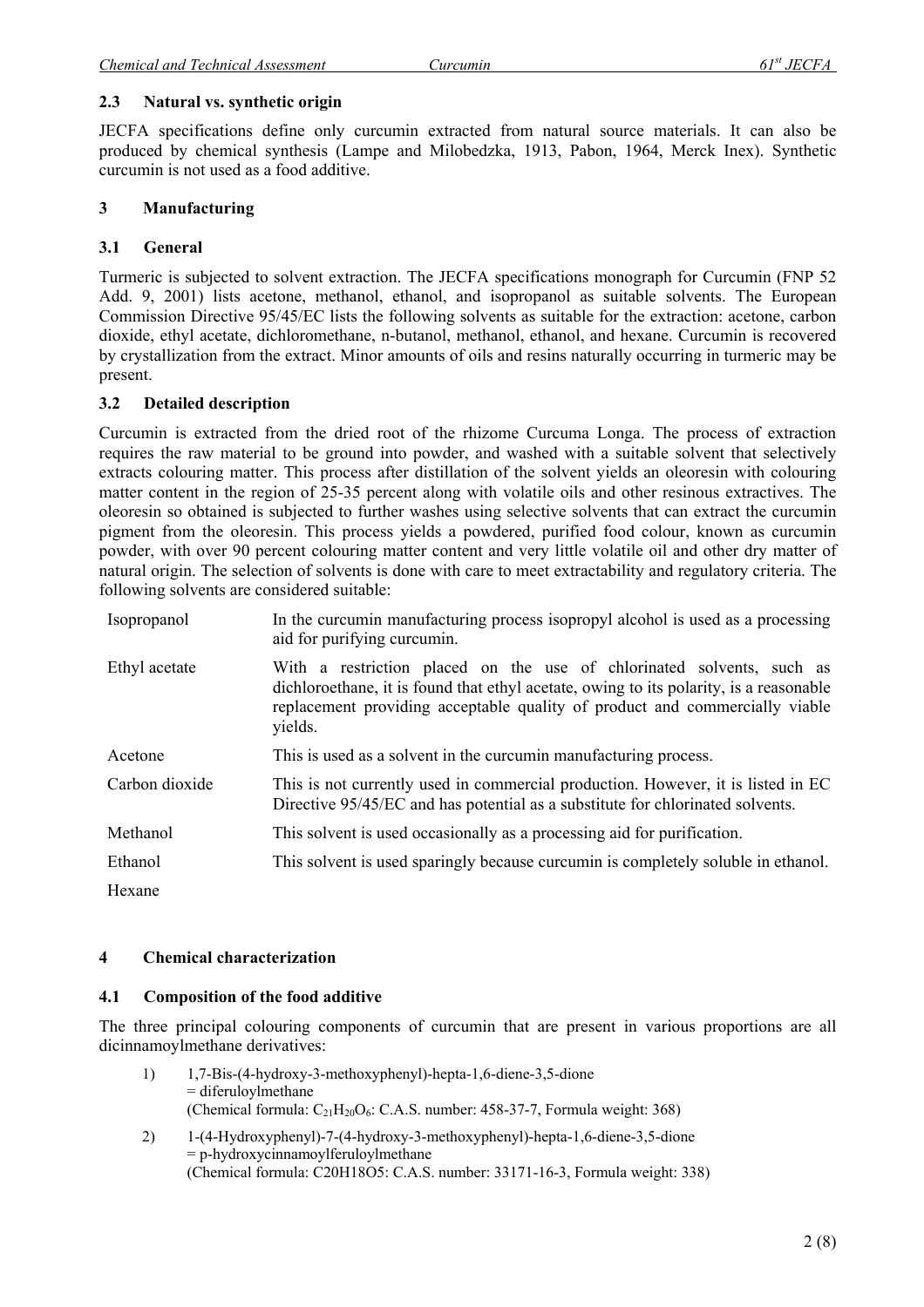## 2.3 Natural vs. synthetic origin

JECFA specifications define only curcumin extracted from natural source materials. It can also be produced by chemical synthesis (Lampe and Milobedzka, 1913, Pabon, 1964, Merck Inex). Synthetic curcumin is not used as a food additive.

# 3 Manufacturing

## 3.1 General

Turmeric is subjected to solvent extraction. The JECFA specifications monograph for Curcumin (FNP 52 Add. 9, 2001) lists acetone, methanol, ethanol, and isopropanol as suitable solvents. The European Commission Directive 95/45/EC lists the following solvents as suitable for the extraction: acetone, carbon dioxide, ethyl acetate, dichloromethane, n-butanol, methanol, ethanol, and hexane. Curcumin is recovered by crystallization from the extract. Minor amounts of oils and resins naturally occurring in turmeric may be present.

## 3.2 Detailed description

Curcumin is extracted from the dried root of the rhizome Curcuma Longa. The process of extraction requires the raw material to be ground into powder, and washed with a suitable solvent that selectively extracts colouring matter. This process after distillation of the solvent yields an oleoresin with colouring matter content in the region of 25-35 percent along with volatile oils and other resinous extractives. The oleoresin so obtained is subjected to further washes using selective solvents that can extract the curcumin pigment from the oleoresin. This process yields a powdered, purified food colour, known as curcumin powder, with over 90 percent colouring matter content and very little volatile oil and other dry matter of natural origin. The selection of solvents is done with care to meet extractability and regulatory criteria. The following solvents are considered suitable:

| | |
|---|---|
| Isopropanol | In the curcumin manufacturing process isopropyl alcohol is used as a processing aid for purifying curcumin. |
| Ethyl acetate | With a restriction placed on the use of chlorinated solvents, such as dichloroethane, it is found that ethyl acetate, owing to its polarity, is a reasonable replacement providing acceptable quality of product and commercially viable yields. |
| Acetone | This is used as a solvent in the curcumin manufacturing process. |
| Carbon dioxide | This is not currently used in commercial production. However, it is listed in EC Directive 95/45/EC and has potential as a substitute for chlorinated solvents. |
| Methanol | This solvent is used occasionally as a processing aid for purification. |
| Ethanol | This solvent is used sparingly because curcumin is completely soluble in ethanol. |
| Hexane | |

# 4 Chemical characterization

## 4.1 Composition of the food additive

The three principal colouring components of curcumin that are present in various proportions are all dicinnamoylmethane derivatives:

1) 1,7-Bis-(4-hydroxy-3-methoxyphenyl)-hepta-1,6-diene-3,5-dione
   = diferuloylmethane
   (Chemical formula: $C_{21}H_{20}O_6$: C.A.S. number: 458-37-7, Formula weight: 368)

2) 1-(4-Hydroxyphenyl)-7-(4-hydroxy-3-methoxyphenyl)-hepta-1,6-diene-3,5-dione
   = p-hydroxycinnamoylferuloylmethane
   (Chemical formula: C20H18O5: C.A.S. number: 33171-16-3, Formula weight: 338)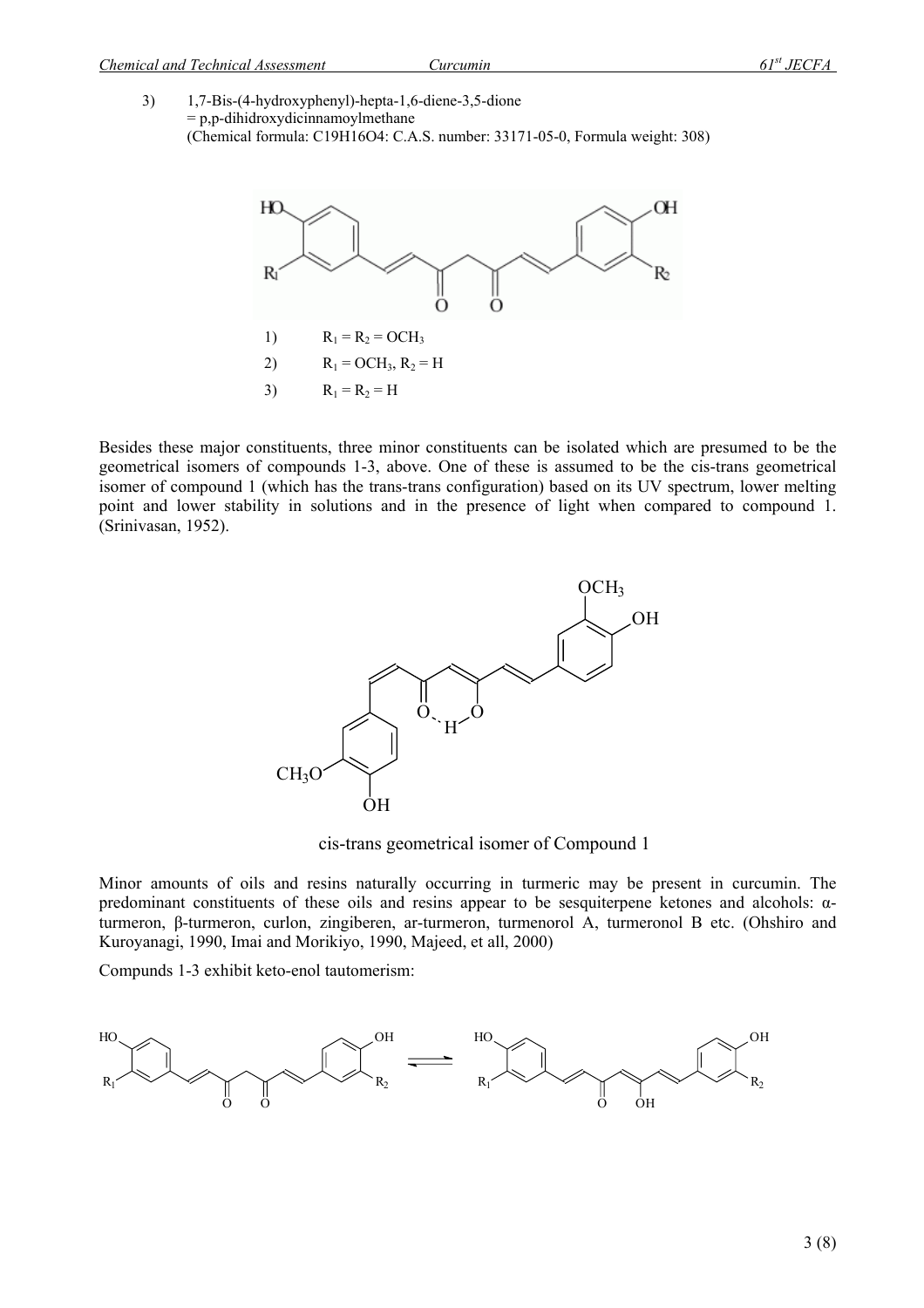3) 1,7-Bis-(4-hydroxyphenyl)-hepta-1,6-diene-3,5-dione
= p,p-dihidroxydicinnamoylmethane
(Chemical formula: C19H16O4: C.A.S. number: 33171-05-0, Formula weight: 308)

1) $R_1 = R_2 = OCH_3$

2) $R_1 = OCH_3$, $R_2 = H$

3) $R_1 = R_2 = H$

Besides these major constituents, three minor constituents can be isolated which are presumed to be the geometrical isomers of compounds 1-3, above. One of these is assumed to be the cis-trans geometrical isomer of compound 1 (which has the trans-trans configuration) based on its UV spectrum, lower melting point and lower stability in solutions and in the presence of light when compared to compound 1. (Srinivasan, 1952).

cis-trans geometrical isomer of Compound 1

Minor amounts of oils and resins naturally occurring in turmeric may be present in curcumin. The predominant constituents of these oils and resins appear to be sesquiterpene ketones and alcohols: α-turmeron, β-turmeron, curlon, zingiberen, ar-turmeron, turmenorol A, turmeronol B etc. (Ohshiro and Kuroyanagi, 1990, Imai and Morikiyo, 1990, Majeed, et all, 2000)

Compunds 1-3 exhibit keto-enol tautomerism: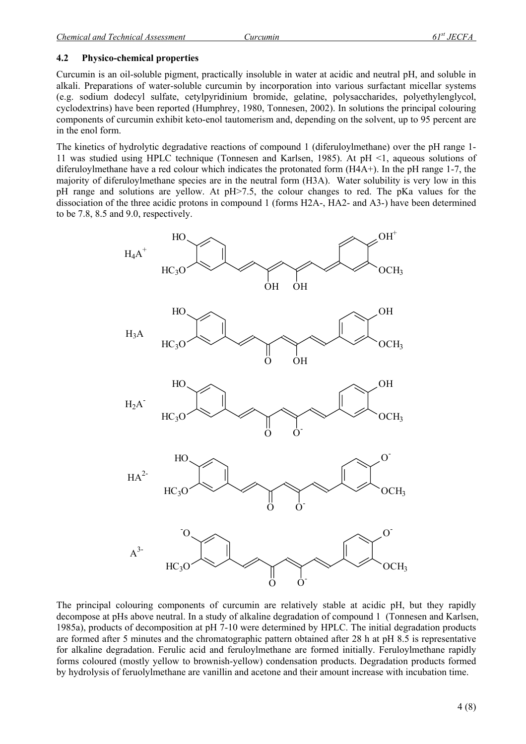## 4.2 Physico-chemical properties

Curcumin is an oil-soluble pigment, practically insoluble in water at acidic and neutral pH, and soluble in alkali. Preparations of water-soluble curcumin by incorporation into various surfactant micellar systems (e.g. sodium dodecyl sulfate, cetylpyridinium bromide, gelatine, polysaccharides, polyethylenglycol, cyclodextrins) have been reported (Humphrey, 1980, Tonnesen, 2002). In solutions the principal colouring components of curcumin exhibit keto-enol tautomerism and, depending on the solvent, up to 95 percent are in the enol form.

The kinetics of hydrolytic degradative reactions of compound 1 (diferuloylmethane) over the pH range 1-11 was studied using HPLC technique (Tonnesen and Karlsen, 1985). At pH <1, aqueous solutions of diferuloylmethane have a red colour which indicates the protonated form (H4A+). In the pH range 1-7, the majority of diferuloylmethane species are in the neutral form (H3A). Water solubility is very low in this pH range and solutions are yellow. At pH>7.5, the colour changes to red. The pKa values for the dissociation of the three acidic protons in compound 1 (forms H2A-, HA2- and A3-) have been determined to be 7.8, 8.5 and 9.0, respectively.

$H_4A^+$

$H_3A$

$H_2A^-$

$HA^{2-}$

$A^{3-}$

The principal colouring components of curcumin are relatively stable at acidic pH, but they rapidly decompose at pHs above neutral. In a study of alkaline degradation of compound 1 (Tonnesen and Karlsen, 1985a), products of decomposition at pH 7-10 were determined by HPLC. The initial degradation products are formed after 5 minutes and the chromatographic pattern obtained after 28 h at pH 8.5 is representative for alkaline degradation. Ferulic acid and feruloylmethane are formed initially. Feruloylmethane rapidly forms coloured (mostly yellow to brownish-yellow) condensation products. Degradation products formed by hydrolysis of feruolylmethane are vanillin and acetone and their amount increase with incubation time.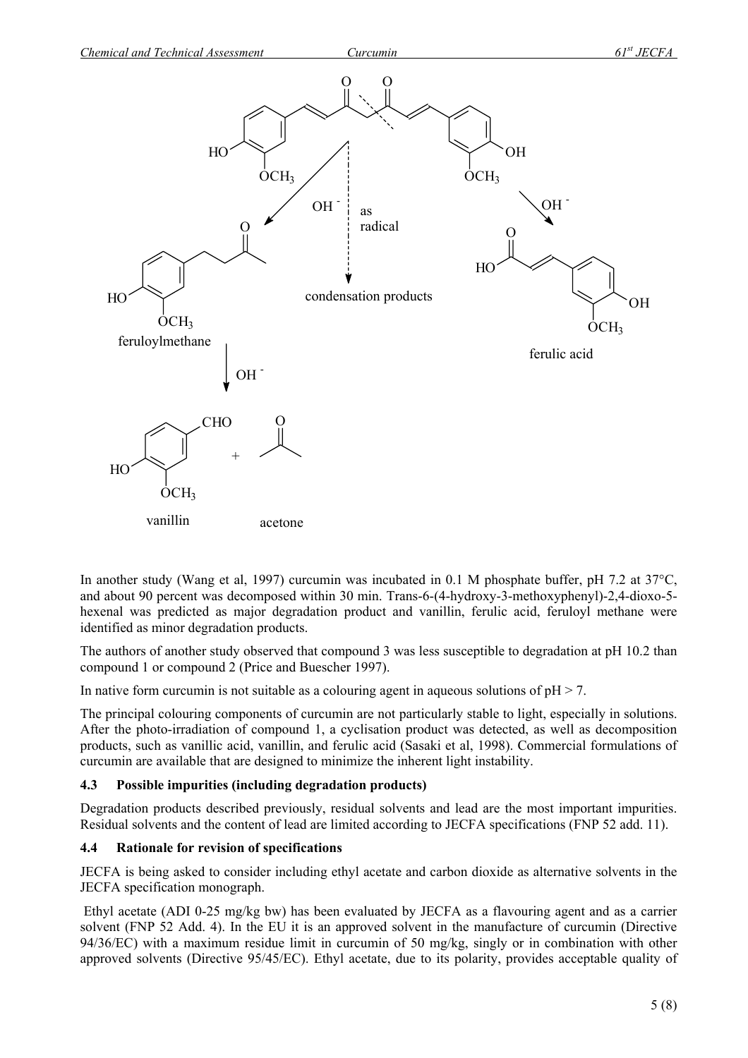In another study (Wang et al, 1997) curcumin was incubated in 0.1 M phosphate buffer, pH 7.2 at 37°C, and about 90 percent was decomposed within 30 min. Trans-6-(4-hydroxy-3-methoxyphenyl)-2,4-dioxo-5-hexenal was predicted as major degradation product and vanillin, ferulic acid, feruloyl methane were identified as minor degradation products.

The authors of another study observed that compound 3 was less susceptible to degradation at pH 10.2 than compound 1 or compound 2 (Price and Buescher 1997).

In native form curcumin is not suitable as a colouring agent in aqueous solutions of pH > 7.

The principal colouring components of curcumin are not particularly stable to light, especially in solutions. After the photo-irradiation of compound 1, a cyclisation product was detected, as well as decomposition products, such as vanillic acid, vanillin, and ferulic acid (Sasaki et al, 1998). Commercial formulations of curcumin are available that are designed to minimize the inherent light instability.

### 4.3 Possible impurities (including degradation products)

Degradation products described previously, residual solvents and lead are the most important impurities. Residual solvents and the content of lead are limited according to JECFA specifications (FNP 52 add. 11).

### 4.4 Rationale for revision of specifications

JECFA is being asked to consider including ethyl acetate and carbon dioxide as alternative solvents in the JECFA specification monograph.

Ethyl acetate (ADI 0-25 mg/kg bw) has been evaluated by JECFA as a flavouring agent and as a carrier solvent (FNP 52 Add. 4). In the EU it is an approved solvent in the manufacture of curcumin (Directive 94/36/EC) with a maximum residue limit in curcumin of 50 mg/kg, singly or in combination with other approved solvents (Directive 95/45/EC). Ethyl acetate, due to its polarity, provides acceptable quality of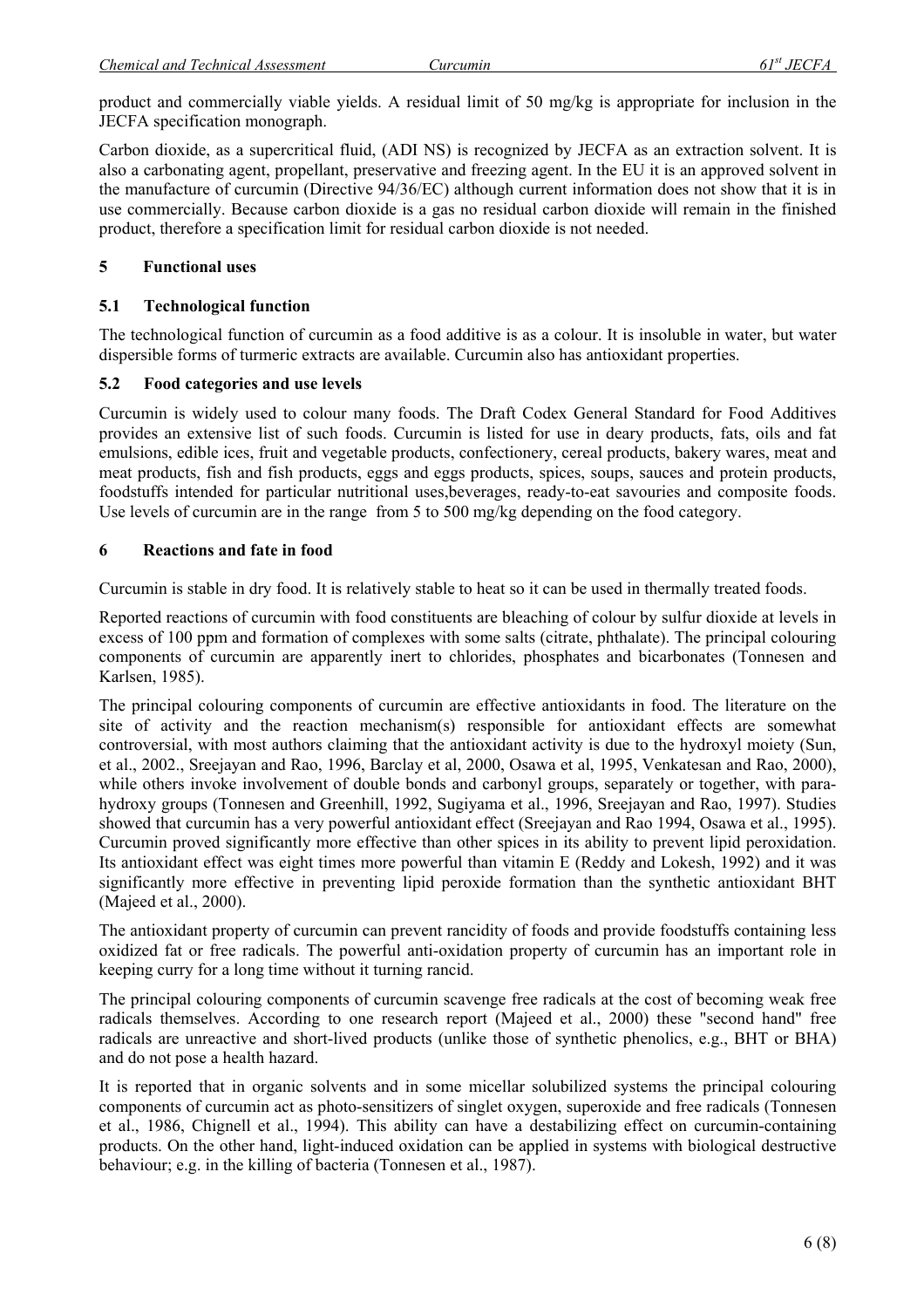product and commercially viable yields. A residual limit of 50 mg/kg is appropriate for inclusion in the JECFA specification monograph.

Carbon dioxide, as a supercritical fluid, (ADI NS) is recognized by JECFA as an extraction solvent. It is also a carbonating agent, propellant, preservative and freezing agent. In the EU it is an approved solvent in the manufacture of curcumin (Directive 94/36/EC) although current information does not show that it is in use commercially. Because carbon dioxide is a gas no residual carbon dioxide will remain in the finished product, therefore a specification limit for residual carbon dioxide is not needed.

## 5 Functional uses

### 5.1 Technological function

The technological function of curcumin as a food additive is as a colour. It is insoluble in water, but water dispersible forms of turmeric extracts are available. Curcumin also has antioxidant properties.

### 5.2 Food categories and use levels

Curcumin is widely used to colour many foods. The Draft Codex General Standard for Food Additives provides an extensive list of such foods. Curcumin is listed for use in deary products, fats, oils and fat emulsions, edible ices, fruit and vegetable products, confectionery, cereal products, bakery wares, meat and meat products, fish and fish products, eggs and eggs products, spices, soups, sauces and protein products, foodstuffs intended for particular nutritional uses,beverages, ready-to-eat savouries and composite foods. Use levels of curcumin are in the range from 5 to 500 mg/kg depending on the food category.

## 6 Reactions and fate in food

Curcumin is stable in dry food. It is relatively stable to heat so it can be used in thermally treated foods.

Reported reactions of curcumin with food constituents are bleaching of colour by sulfur dioxide at levels in excess of 100 ppm and formation of complexes with some salts (citrate, phthalate). The principal colouring components of curcumin are apparently inert to chlorides, phosphates and bicarbonates (Tonnesen and Karlsen, 1985).

The principal colouring components of curcumin are effective antioxidants in food. The literature on the site of activity and the reaction mechanism(s) responsible for antioxidant effects are somewhat controversial, with most authors claiming that the antioxidant activity is due to the hydroxyl moiety (Sun, et al., 2002., Sreejayan and Rao, 1996, Barclay et al, 2000, Osawa et al, 1995, Venkatesan and Rao, 2000), while others invoke involvement of double bonds and carbonyl groups, separately or together, with para-hydroxy groups (Tonnesen and Greenhill, 1992, Sugiyama et al., 1996, Sreejayan and Rao, 1997). Studies showed that curcumin has a very powerful antioxidant effect (Sreejayan and Rao 1994, Osawa et al., 1995). Curcumin proved significantly more effective than other spices in its ability to prevent lipid peroxidation. Its antioxidant effect was eight times more powerful than vitamin E (Reddy and Lokesh, 1992) and it was significantly more effective in preventing lipid peroxide formation than the synthetic antioxidant BHT (Majeed et al., 2000).

The antioxidant property of curcumin can prevent rancidity of foods and provide foodstuffs containing less oxidized fat or free radicals. The powerful anti-oxidation property of curcumin has an important role in keeping curry for a long time without it turning rancid.

The principal colouring components of curcumin scavenge free radicals at the cost of becoming weak free radicals themselves. According to one research report (Majeed et al., 2000) these "second hand" free radicals are unreactive and short-lived products (unlike those of synthetic phenolics, e.g., BHT or BHA) and do not pose a health hazard.

It is reported that in organic solvents and in some micellar solubilized systems the principal colouring components of curcumin act as photo-sensitizers of singlet oxygen, superoxide and free radicals (Tonnesen et al., 1986, Chignell et al., 1994). This ability can have a destabilizing effect on curcumin-containing products. On the other hand, light-induced oxidation can be applied in systems with biological destructive behaviour; e.g. in the killing of bacteria (Tonnesen et al., 1987).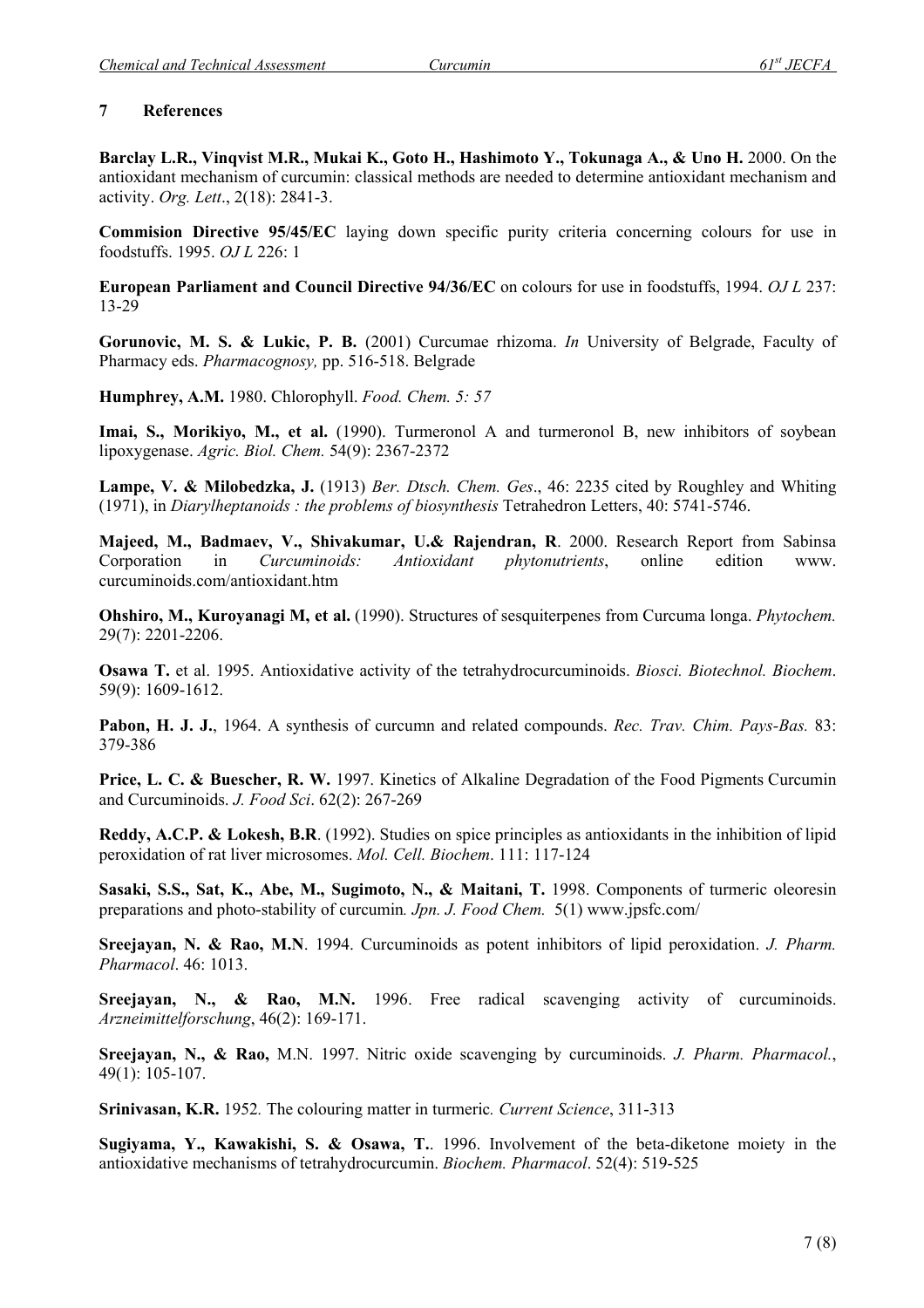## 7 References

**Barclay L.R., Vinqvist M.R., Mukai K., Goto H., Hashimoto Y., Tokunaga A., & Uno H.** 2000. On the antioxidant mechanism of curcumin: classical methods are needed to determine antioxidant mechanism and activity. *Org. Lett*., 2(18): 2841-3.

**Commision Directive 95/45/EC** laying down specific purity criteria concerning colours for use in foodstuffs. 1995. *OJ L* 226: 1

**European Parliament and Council Directive 94/36/EC** on colours for use in foodstuffs, 1994. *OJ L* 237: 13-29

**Gorunovic, M. S. & Lukic, P. B.** (2001) Curcumae rhizoma. *In* University of Belgrade, Faculty of Pharmacy eds. *Pharmacognosy,* pp. 516-518. Belgrade

**Humphrey, A.M.** 1980. Chlorophyll. *Food. Chem. 5: 57*

**Imai, S., Morikiyo, M., et al.** (1990). Turmeronol A and turmeronol B, new inhibitors of soybean lipoxygenase. *Agric. Biol. Chem.* 54(9): 2367-2372

**Lampe, V. & Milobedzka, J.** (1913) *Ber. Dtsch. Chem. Ges*., 46: 2235 cited by Roughley and Whiting (1971), in *Diarylheptanoids : the problems of biosynthesis* Tetrahedron Letters, 40: 5741-5746.

**Majeed, M., Badmaev, V., Shivakumar, U.& Rajendran, R**. 2000. Research Report from Sabinsa Corporation in *Curcuminoids: Antioxidant phytonutrients*, online edition www. curcuminoids.com/antioxidant.htm

**Ohshiro, M., Kuroyanagi M, et al.** (1990). Structures of sesquiterpenes from Curcuma longa. *Phytochem.* 29(7): 2201-2206.

**Osawa T.** et al. 1995. Antioxidative activity of the tetrahydrocurcuminoids. *Biosci. Biotechnol. Biochem*. 59(9): 1609-1612.

**Pabon, H. J. J.**, 1964. A synthesis of curcumn and related compounds. *Rec. Trav. Chim. Pays-Bas.* 83: 379-386

**Price, L. C. & Buescher, R. W.** 1997. Kinetics of Alkaline Degradation of the Food Pigments Curcumin and Curcuminoids. *J. Food Sci*. 62(2): 267-269

**Reddy, A.C.P. & Lokesh, B.R**. (1992). Studies on spice principles as antioxidants in the inhibition of lipid peroxidation of rat liver microsomes. *Mol. Cell. Biochem*. 111: 117-124

**Sasaki, S.S., Sat, K., Abe, M., Sugimoto, N., & Maitani, T.** 1998. Components of turmeric oleoresin preparations and photo-stability of curcumin*. Jpn. J. Food Chem.* 5(1) www.jpsfc.com/

**Sreejayan, N. & Rao, M.N**. 1994. Curcuminoids as potent inhibitors of lipid peroxidation. *J. Pharm. Pharmacol*. 46: 1013.

**Sreejayan, N., & Rao, M.N.** 1996. Free radical scavenging activity of curcuminoids. *Arzneimittelforschung*, 46(2): 169-171.

**Sreejayan, N., & Rao,** M.N. 1997. Nitric oxide scavenging by curcuminoids. *J. Pharm. Pharmacol.*, 49(1): 105-107.

**Srinivasan, K.R.** 1952*.* The colouring matter in turmeric*. Current Science*, 311-313

**Sugiyama, Y., Kawakishi, S. & Osawa, T.**. 1996. Involvement of the beta-diketone moiety in the antioxidative mechanisms of tetrahydrocurcumin. *Biochem. Pharmacol*. 52(4): 519-525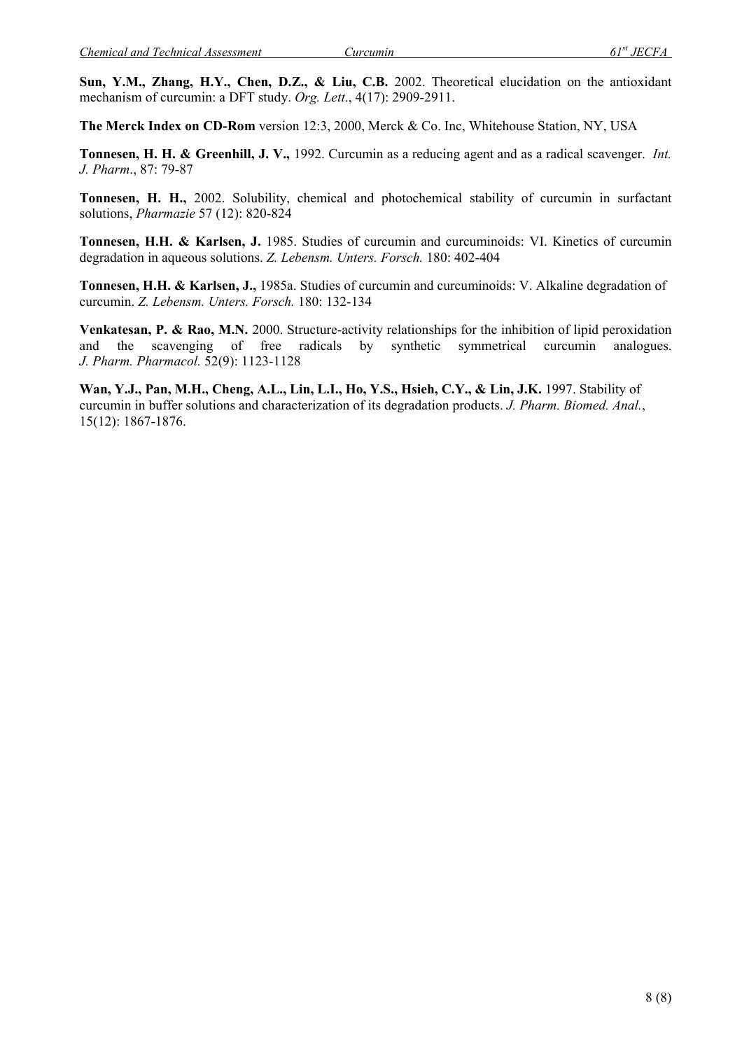**Sun, Y.M., Zhang, H.Y., Chen, D.Z., & Liu, C.B.** 2002. Theoretical elucidation on the antioxidant mechanism of curcumin: a DFT study. *Org. Lett*., 4(17): 2909-2911.

**The Merck Index on CD-Rom** version 12:3, 2000, Merck & Co. Inc, Whitehouse Station, NY, USA

**Tonnesen, H. H. & Greenhill, J. V.,** 1992. Curcumin as a reducing agent and as a radical scavenger. *Int. J. Pharm*., 87: 79-87

**Tonnesen, H. H.,** 2002. Solubility, chemical and photochemical stability of curcumin in surfactant solutions, *Pharmazie* 57 (12): 820-824

**Tonnesen, H.H. & Karlsen, J.** 1985. Studies of curcumin and curcuminoids: VI. Kinetics of curcumin degradation in aqueous solutions. *Z. Lebensm. Unters. Forsch.* 180: 402-404

**Tonnesen, H.H. & Karlsen, J.,** 1985a. Studies of curcumin and curcuminoids: V. Alkaline degradation of curcumin. *Z. Lebensm. Unters. Forsch.* 180: 132-134

**Venkatesan, P. & Rao, M.N.** 2000. Structure-activity relationships for the inhibition of lipid peroxidation and the scavenging of free radicals by synthetic symmetrical curcumin analogues. *J. Pharm. Pharmacol.* 52(9): 1123-1128

**Wan, Y.J., Pan, M.H., Cheng, A.L., Lin, L.I., Ho, Y.S., Hsieh, C.Y., & Lin, J.K.** 1997. Stability of curcumin in buffer solutions and characterization of its degradation products. *J. Pharm. Biomed. Anal.*, 15(12): 1867-1876.